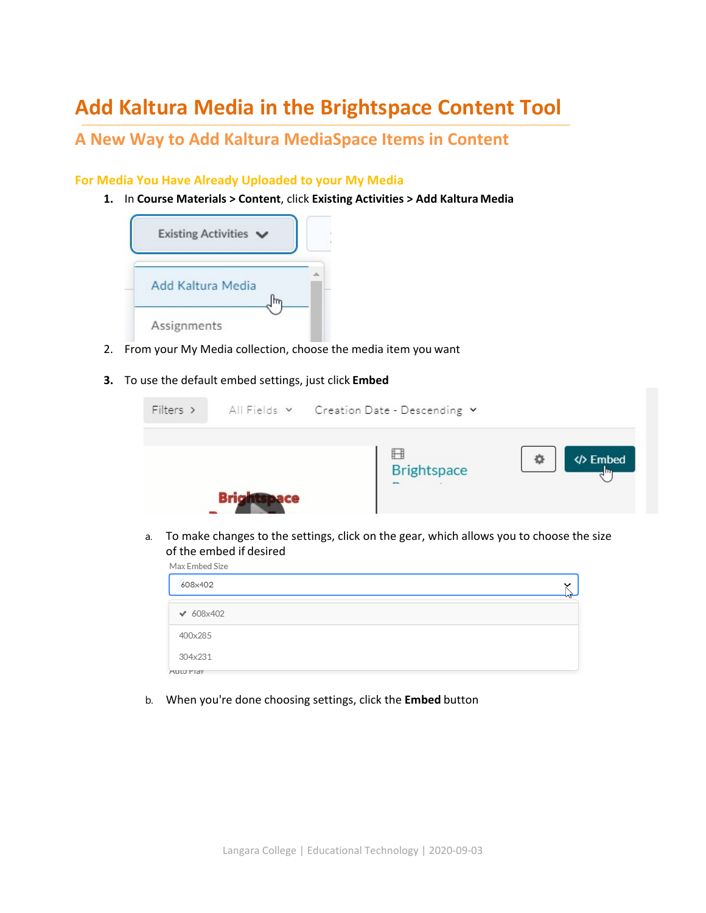# Add Kaltura Media in the Brightspace Content Tool

## A New Way to Add Kaltura MediaSpace Items in Content

### For Media You Have Already Uploaded to your My Media

1. In **Course Materials > Content**, click **Existing Activities > Add Kaltura Media**
2. From your My Media collection, choose the media item you want
3. To use the default embed settings, just click **Embed**

   a. To make changes to the settings, click on the gear, which allows you to choose the size of the embed if desired

   b. When you're done choosing settings, click the **Embed** button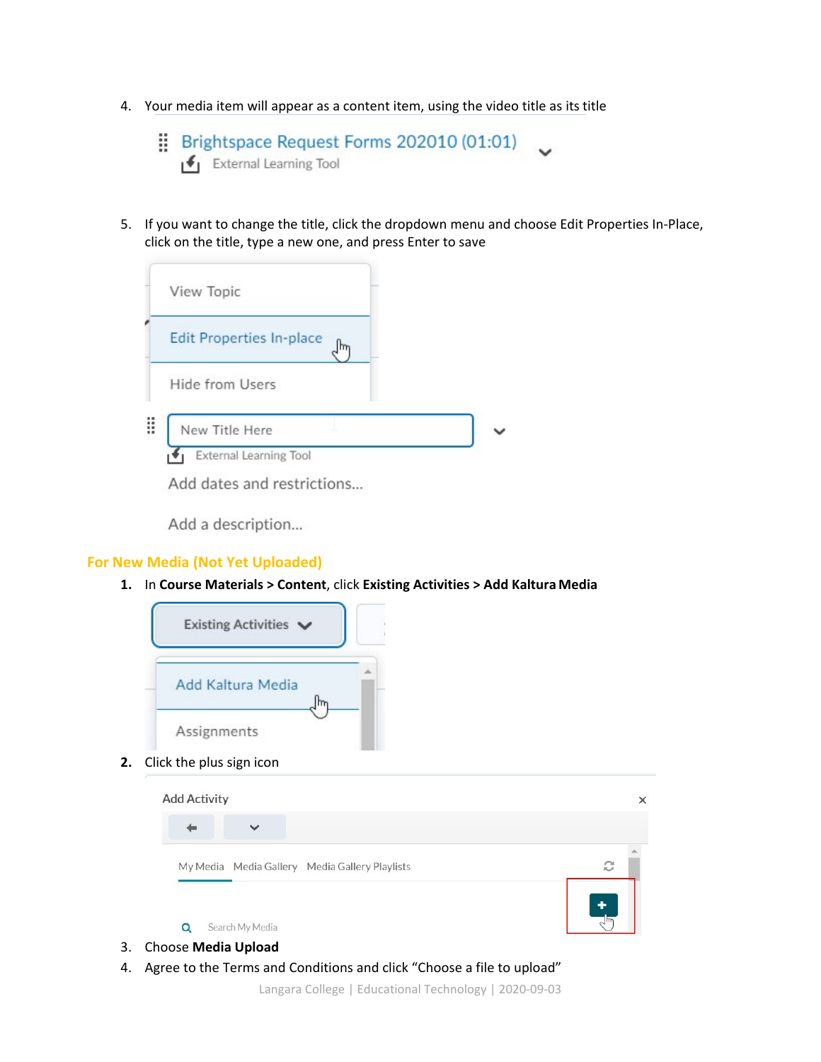4. Your media item will appear as a content item, using the video title as its title

5. If you want to change the title, click the dropdown menu and choose Edit Properties In-Place, click on the title, type a new one, and press Enter to save

## For New Media (Not Yet Uploaded)

1. In **Course Materials > Content**, click **Existing Activities > Add Kaltura Media**
2. Click the plus sign icon
3. Choose **Media Upload**
4. Agree to the Terms and Conditions and click “Choose a file to upload”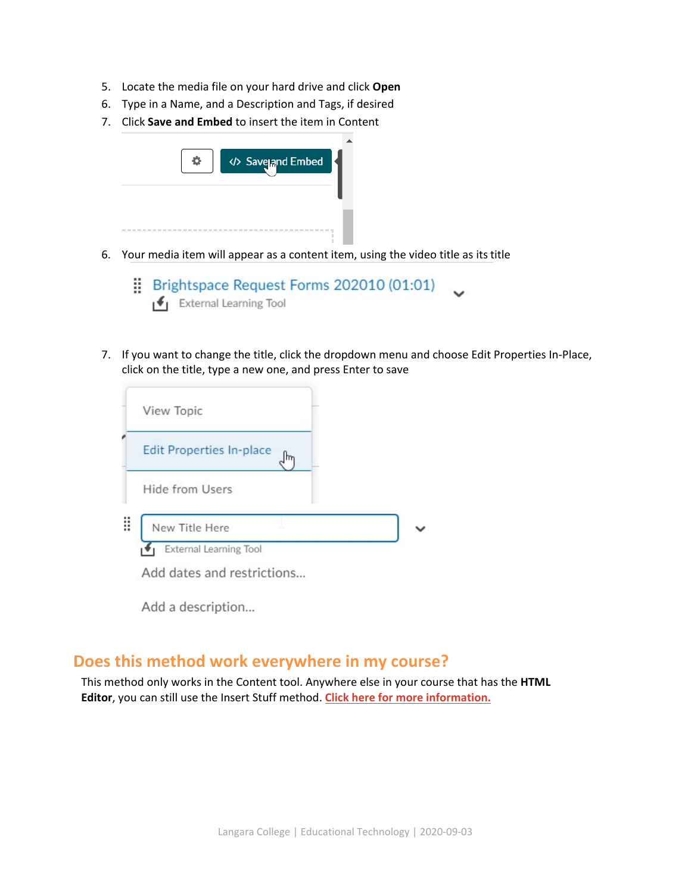5. Locate the media file on your hard drive and click **Open**
6. Type in a Name, and a Description and Tags, if desired
7. Click **Save and Embed** to insert the item in Content

6. Your media item will appear as a content item, using the video title as its title

7. If you want to change the title, click the dropdown menu and choose Edit Properties In-Place, click on the title, type a new one, and press Enter to save

## Does this method work everywhere in my course?

This method only works in the Content tool. Anywhere else in your course that has the **HTML Editor**, you can still use the Insert Stuff method. Click here for more information.